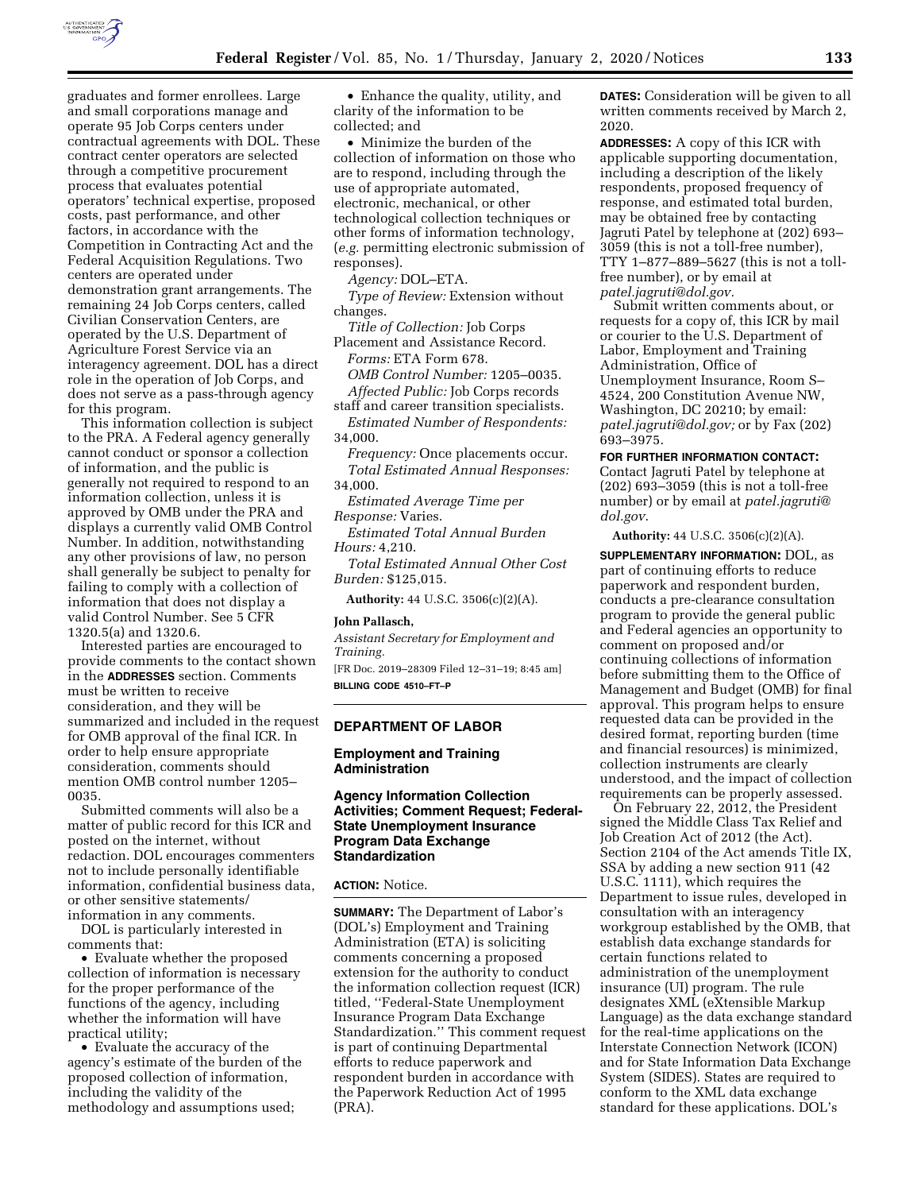graduates and former enrollees. Large and small corporations manage and operate 95 Job Corps centers under contractual agreements with DOL. These contract center operators are selected through a competitive procurement process that evaluates potential operators' technical expertise, proposed costs, past performance, and other factors, in accordance with the Competition in Contracting Act and the Federal Acquisition Regulations. Two centers are operated under demonstration grant arrangements. The remaining 24 Job Corps centers, called Civilian Conservation Centers, are operated by the U.S. Department of Agriculture Forest Service via an interagency agreement. DOL has a direct role in the operation of Job Corps, and does not serve as a pass-through agency for this program.

This information collection is subject to the PRA. A Federal agency generally cannot conduct or sponsor a collection of information, and the public is generally not required to respond to an information collection, unless it is approved by OMB under the PRA and displays a currently valid OMB Control Number. In addition, notwithstanding any other provisions of law, no person shall generally be subject to penalty for failing to comply with a collection of information that does not display a valid Control Number. See 5 CFR 1320.5(a) and 1320.6.

Interested parties are encouraged to provide comments to the contact shown in the **ADDRESSES** section. Comments must be written to receive consideration, and they will be summarized and included in the request for OMB approval of the final ICR. In order to help ensure appropriate consideration, comments should mention OMB control number 1205–0035.

Submitted comments will also be a matter of public record for this ICR and posted on the internet, without redaction. DOL encourages commenters not to include personally identifiable information, confidential business data, or other sensitive statements/information in any comments.

DOL is particularly interested in comments that:

- Evaluate whether the proposed collection of information is necessary for the proper performance of the functions of the agency, including whether the information will have practical utility;
- Evaluate the accuracy of the agency's estimate of the burden of the proposed collection of information, including the validity of the methodology and assumptions used;
- Enhance the quality, utility, and clarity of the information to be collected; and
- Minimize the burden of the collection of information on those who are to respond, including through the use of appropriate automated, electronic, mechanical, or other technological collection techniques or other forms of information technology, (*e.g.* permitting electronic submission of responses).

*Agency:* DOL–ETA.

*Type of Review:* Extension without changes.

*Title of Collection:* Job Corps Placement and Assistance Record.

*Forms:* ETA Form 678.

*OMB Control Number:* 1205–0035.

*Affected Public:* Job Corps records staff and career transition specialists.

*Estimated Number of Respondents:* 34,000.

*Frequency:* Once placements occur.

*Total Estimated Annual Responses:* 34,000.

*Estimated Average Time per Response:* Varies.

*Estimated Total Annual Burden Hours:* 4,210.

*Total Estimated Annual Other Cost Burden:* $125,015.

**Authority:** 44 U.S.C. 3506(c)(2)(A).

**John Pallasch,**

*Assistant Secretary for Employment and Training.*

[FR Doc. 2019–28309 Filed 12–31–19; 8:45 am]

**BILLING CODE 4510–FT–P**

## DEPARTMENT OF LABOR

### Employment and Training Administration

### Agency Information Collection Activities; Comment Request; Federal-State Unemployment Insurance Program Data Exchange Standardization

**ACTION:** Notice.

**SUMMARY:** The Department of Labor's (DOL's) Employment and Training Administration (ETA) is soliciting comments concerning a proposed extension for the authority to conduct the information collection request (ICR) titled, ''Federal-State Unemployment Insurance Program Data Exchange Standardization.'' This comment request is part of continuing Departmental efforts to reduce paperwork and respondent burden in accordance with the Paperwork Reduction Act of 1995 (PRA).

**DATES:** Consideration will be given to all written comments received by March 2, 2020.

**ADDRESSES:** A copy of this ICR with applicable supporting documentation, including a description of the likely respondents, proposed frequency of response, and estimated total burden, may be obtained free by contacting Jagruti Patel by telephone at (202) 693–3059 (this is not a toll-free number), TTY 1–877–889–5627 (this is not a toll-free number), or by email at *patel.jagruti@dol.gov.*

Submit written comments about, or requests for a copy of, this ICR by mail or courier to the U.S. Department of Labor, Employment and Training Administration, Office of Unemployment Insurance, Room S–4524, 200 Constitution Avenue NW, Washington, DC 20210; by email: *patel.jagruti@dol.gov;* or by Fax (202) 693–3975.

**FOR FURTHER INFORMATION CONTACT:** Contact Jagruti Patel by telephone at (202) 693–3059 (this is not a toll-free number) or by email at *patel.jagruti@dol.gov*.

**Authority:** 44 U.S.C. 3506(c)(2)(A).

**SUPPLEMENTARY INFORMATION:** DOL, as part of continuing efforts to reduce paperwork and respondent burden, conducts a pre-clearance consultation program to provide the general public and Federal agencies an opportunity to comment on proposed and/or continuing collections of information before submitting them to the Office of Management and Budget (OMB) for final approval. This program helps to ensure requested data can be provided in the desired format, reporting burden (time and financial resources) is minimized, collection instruments are clearly understood, and the impact of collection requirements can be properly assessed.

On February 22, 2012, the President signed the Middle Class Tax Relief and Job Creation Act of 2012 (the Act). Section 2104 of the Act amends Title IX, SSA by adding a new section 911 (42 U.S.C. 1111), which requires the Department to issue rules, developed in consultation with an interagency workgroup established by the OMB, that establish data exchange standards for certain functions related to administration of the unemployment insurance (UI) program. The rule designates XML (eXtensible Markup Language) as the data exchange standard for the real-time applications on the Interstate Connection Network (ICON) and for State Information Data Exchange System (SIDES). States are required to conform to the XML data exchange standard for these applications. DOL's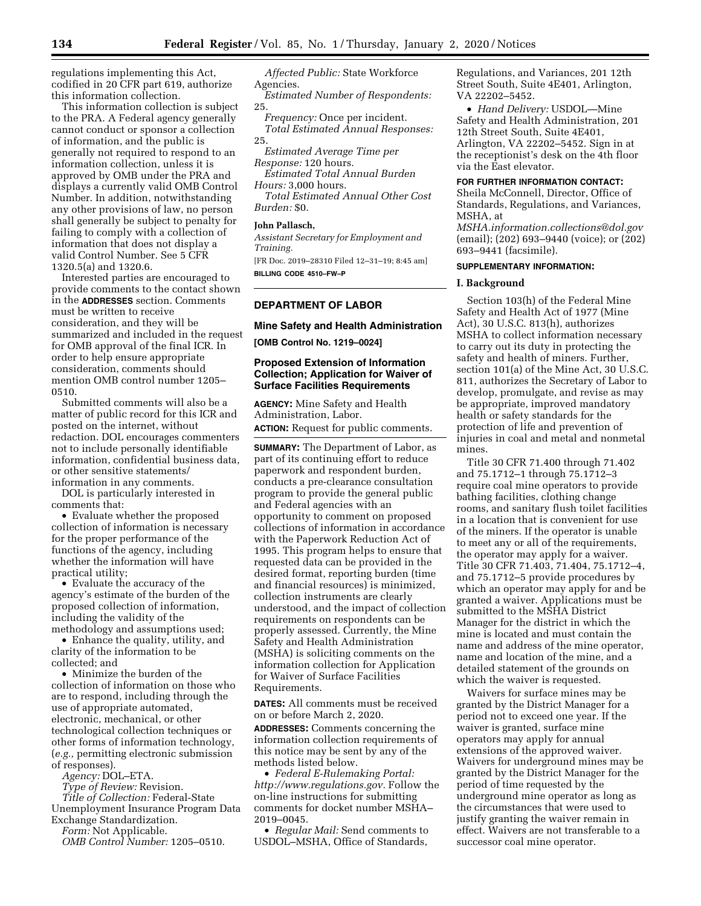regulations implementing this Act, codified in 20 CFR part 619, authorize this information collection.

This information collection is subject to the PRA. A Federal agency generally cannot conduct or sponsor a collection of information, and the public is generally not required to respond to an information collection, unless it is approved by OMB under the PRA and displays a currently valid OMB Control Number. In addition, notwithstanding any other provisions of law, no person shall generally be subject to penalty for failing to comply with a collection of information that does not display a valid Control Number. See 5 CFR 1320.5(a) and 1320.6.

Interested parties are encouraged to provide comments to the contact shown in the **ADDRESSES** section. Comments must be written to receive consideration, and they will be summarized and included in the request for OMB approval of the final ICR. In order to help ensure appropriate consideration, comments should mention OMB control number 1205–0510.

Submitted comments will also be a matter of public record for this ICR and posted on the internet, without redaction. DOL encourages commenters not to include personally identifiable information, confidential business data, or other sensitive statements/information in any comments.

DOL is particularly interested in comments that:

- Evaluate whether the proposed collection of information is necessary for the proper performance of the functions of the agency, including whether the information will have practical utility;
- Evaluate the accuracy of the agency's estimate of the burden of the proposed collection of information, including the validity of the methodology and assumptions used;
- Enhance the quality, utility, and clarity of the information to be collected; and
- Minimize the burden of the collection of information on those who are to respond, including through the use of appropriate automated, electronic, mechanical, or other technological collection techniques or other forms of information technology, (*e.g.,* permitting electronic submission of responses).

*Agency:* DOL–ETA.

*Type of Review:* Revision.

*Title of Collection:* Federal-State Unemployment Insurance Program Data Exchange Standardization.

*Form:* Not Applicable.

*OMB Control Number:* 1205–0510.

*Affected Public:* State Workforce Agencies.

*Estimated Number of Respondents:* 25.

*Frequency:* Once per incident.

*Total Estimated Annual Responses:* 25.

*Estimated Average Time per Response:* 120 hours.

*Estimated Total Annual Burden Hours:* 3,000 hours.

*Total Estimated Annual Other Cost Burden:* $0.

**John Pallasch,**

*Assistant Secretary for Employment and Training.*

[FR Doc. 2019–28310 Filed 12–31–19; 8:45 am]

**BILLING CODE 4510–FW–P**

## DEPARTMENT OF LABOR

### Mine Safety and Health Administration

**[OMB Control No. 1219–0024]**

### Proposed Extension of Information Collection; Application for Waiver of Surface Facilities Requirements

**AGENCY:** Mine Safety and Health Administration, Labor.

**ACTION:** Request for public comments.

**SUMMARY:** The Department of Labor, as part of its continuing effort to reduce paperwork and respondent burden, conducts a pre-clearance consultation program to provide the general public and Federal agencies with an opportunity to comment on proposed collections of information in accordance with the Paperwork Reduction Act of 1995. This program helps to ensure that requested data can be provided in the desired format, reporting burden (time and financial resources) is minimized, collection instruments are clearly understood, and the impact of collection requirements on respondents can be properly assessed. Currently, the Mine Safety and Health Administration (MSHA) is soliciting comments on the information collection for Application for Waiver of Surface Facilities Requirements.

**DATES:** All comments must be received on or before March 2, 2020.

**ADDRESSES:** Comments concerning the information collection requirements of this notice may be sent by any of the methods listed below.

- *Federal E-Rulemaking Portal: http://www.regulations.gov.* Follow the on-line instructions for submitting comments for docket number MSHA–2019–0045.
- *Regular Mail:* Send comments to USDOL–MSHA, Office of Standards, Regulations, and Variances, 201 12th Street South, Suite 4E401, Arlington, VA 22202–5452.
- *Hand Delivery:* USDOL—Mine Safety and Health Administration, 201 12th Street South, Suite 4E401, Arlington, VA 22202–5452. Sign in at the receptionist's desk on the 4th floor via the East elevator.

**FOR FURTHER INFORMATION CONTACT:** Sheila McConnell, Director, Office of Standards, Regulations, and Variances, MSHA, at *MSHA.information.collections@dol.gov* (email); (202) 693–9440 (voice); or (202) 693–9441 (facsimile).

**SUPPLEMENTARY INFORMATION:**

**I. Background**

Section 103(h) of the Federal Mine Safety and Health Act of 1977 (Mine Act), 30 U.S.C. 813(h), authorizes MSHA to collect information necessary to carry out its duty in protecting the safety and health of miners. Further, section 101(a) of the Mine Act, 30 U.S.C. 811, authorizes the Secretary of Labor to develop, promulgate, and revise as may be appropriate, improved mandatory health or safety standards for the protection of life and prevention of injuries in coal and metal and nonmetal mines.

Title 30 CFR 71.400 through 71.402 and 75.1712–1 through 75.1712–3 require coal mine operators to provide bathing facilities, clothing change rooms, and sanitary flush toilet facilities in a location that is convenient for use of the miners. If the operator is unable to meet any or all of the requirements, the operator may apply for a waiver. Title 30 CFR 71.403, 71.404, 75.1712–4, and 75.1712–5 provide procedures by which an operator may apply for and be granted a waiver. Applications must be submitted to the MSHA District Manager for the district in which the mine is located and must contain the name and address of the mine operator, name and location of the mine, and a detailed statement of the grounds on which the waiver is requested.

Waivers for surface mines may be granted by the District Manager for a period not to exceed one year. If the waiver is granted, surface mine operators may apply for annual extensions of the approved waiver. Waivers for underground mines may be granted by the District Manager for the period of time requested by the underground mine operator as long as the circumstances that were used to justify granting the waiver remain in effect. Waivers are not transferable to a successor coal mine operator.